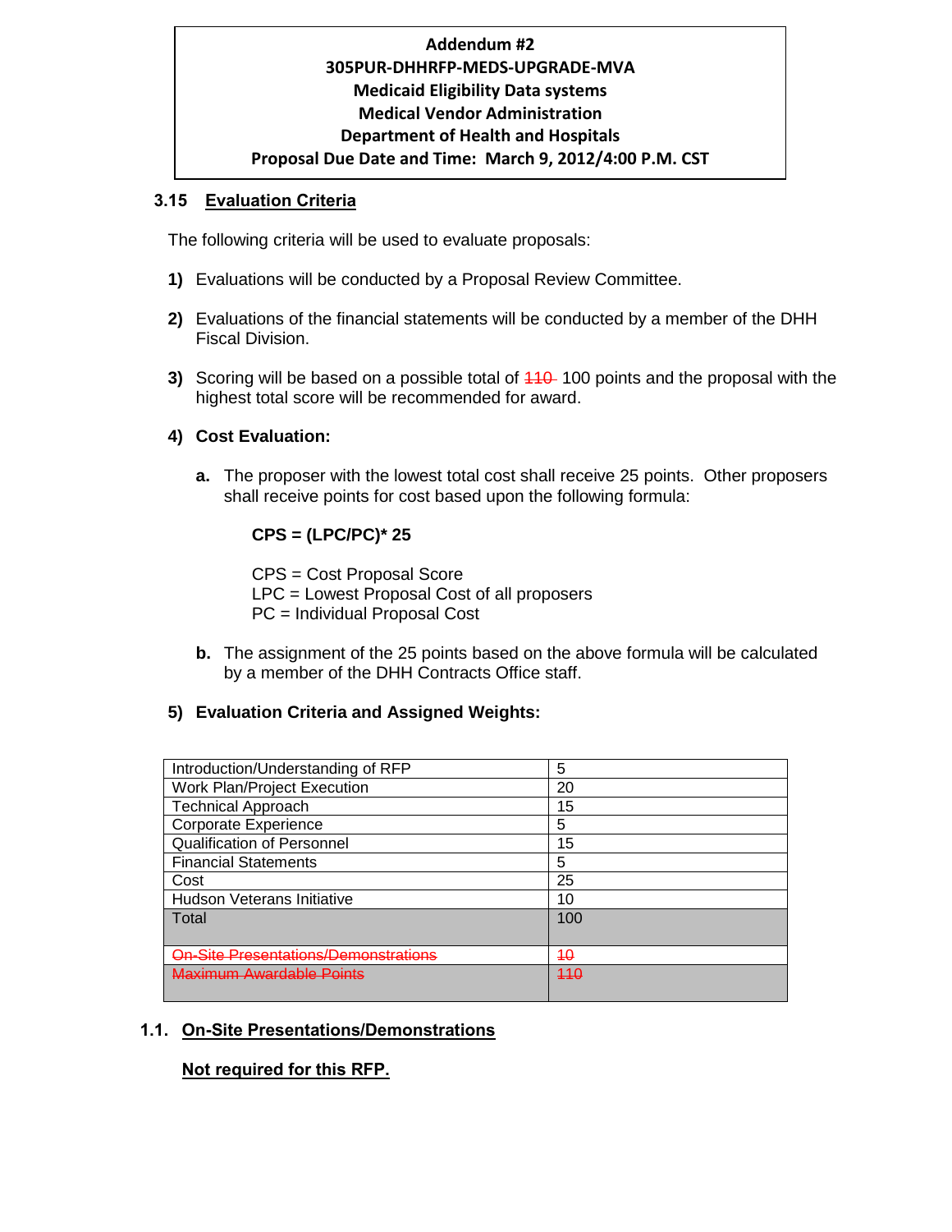**Addendum #2**
**305PUR-DHHRFP-MEDS-UPGRADE-MVA**
**Medicaid Eligibility Data systems**
**Medical Vendor Administration**
**Department of Health and Hospitals**
**Proposal Due Date and Time: March 9, 2012/4:00 P.M. CST**

## 3.15 Evaluation Criteria

The following criteria will be used to evaluate proposals:

1) Evaluations will be conducted by a Proposal Review Committee.

2) Evaluations of the financial statements will be conducted by a member of the DHH Fiscal Division.

3) Scoring will be based on a possible total of ~~110~~ 100 points and the proposal with the highest total score will be recommended for award.

4) **Cost Evaluation:**

   a. The proposer with the lowest total cost shall receive 25 points. Other proposers shall receive points for cost based upon the following formula:

   **CPS = (LPC/PC)* 25**

   CPS = Cost Proposal Score
   LPC = Lowest Proposal Cost of all proposers
   PC = Individual Proposal Cost

   b. The assignment of the 25 points based on the above formula will be calculated by a member of the DHH Contracts Office staff.

5) **Evaluation Criteria and Assigned Weights:**

| | |
|---|---|
| Introduction/Understanding of RFP | 5 |
| Work Plan/Project Execution | 20 |
| Technical Approach | 15 |
| Corporate Experience | 5 |
| Qualification of Personnel | 15 |
| Financial Statements | 5 |
| Cost | 25 |
| Hudson Veterans Initiative | 10 |
| Total | 100 |
| ~~On-Site Presentations/Demonstrations~~ | ~~10~~ |
| ~~Maximum Awardable Points~~ | ~~110~~ |

## 1.1. On-Site Presentations/Demonstrations

**Not required for this RFP.**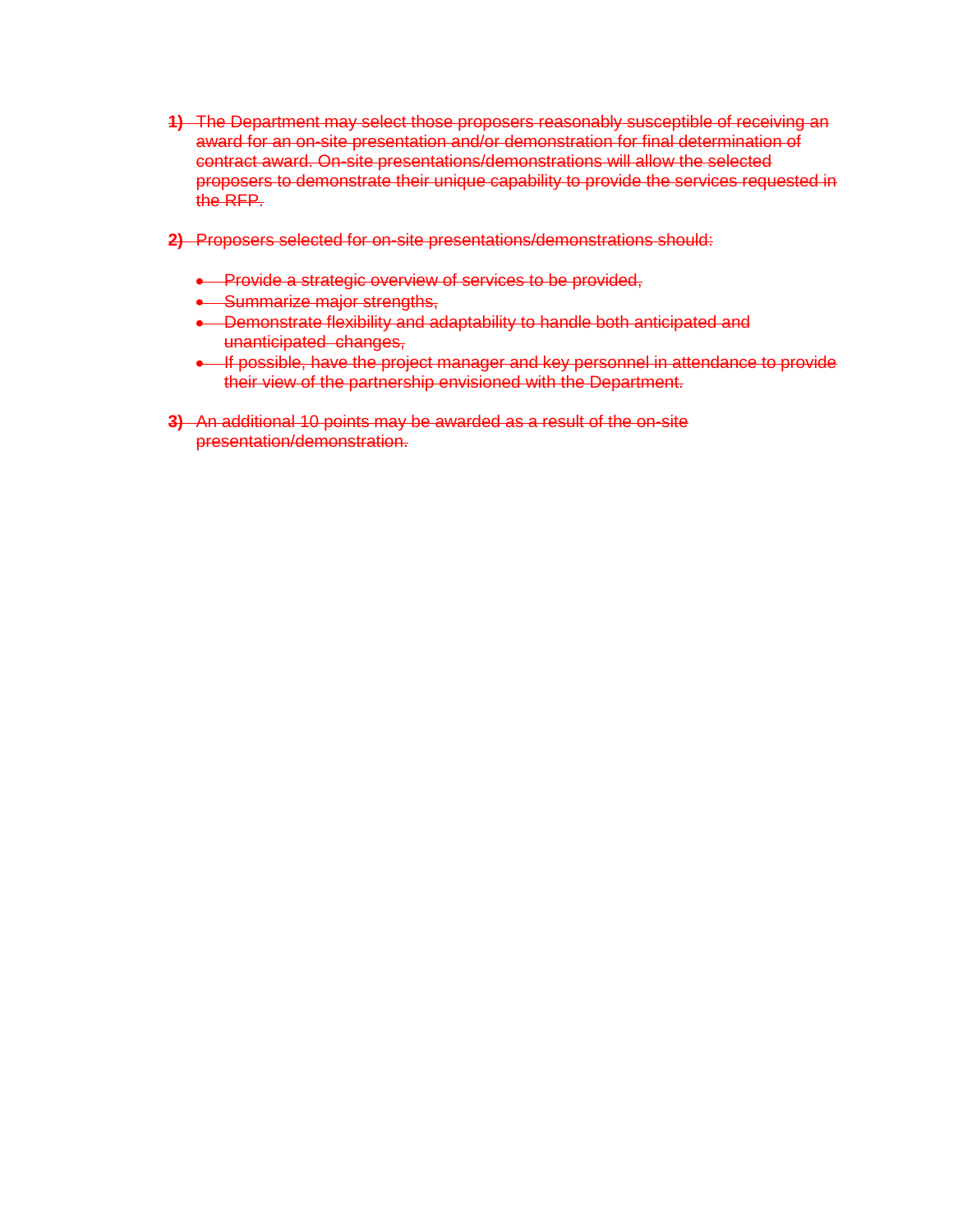~~1) The Department may select those proposers reasonably susceptible of receiving an award for an on-site presentation and/or demonstration for final determination of contract award. On-site presentations/demonstrations will allow the selected proposers to demonstrate their unique capability to provide the services requested in the RFP.~~

~~2) Proposers selected for on-site presentations/demonstrations should:~~

- ~~Provide a strategic overview of services to be provided,~~
- ~~Summarize major strengths,~~
- ~~Demonstrate flexibility and adaptability to handle both anticipated and unanticipated changes,~~
- ~~If possible, have the project manager and key personnel in attendance to provide their view of the partnership envisioned with the Department.~~

~~3) An additional 10 points may be awarded as a result of the on-site presentation/demonstration.~~